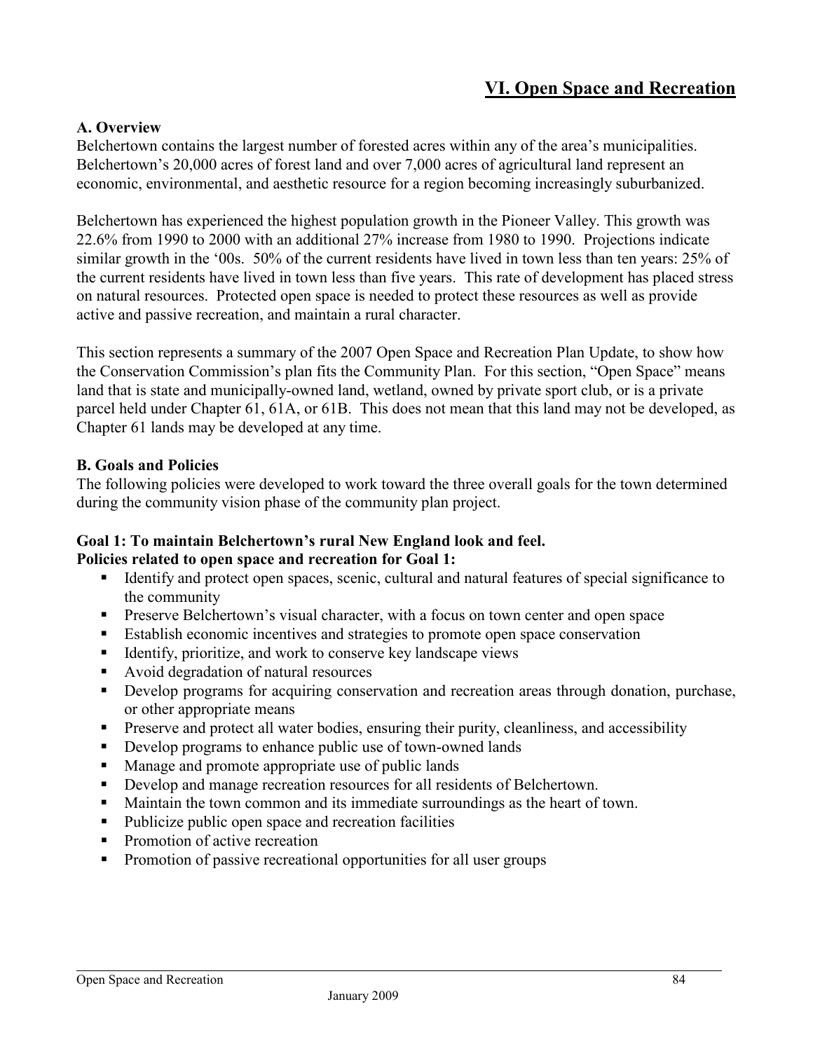# VI. Open Space and Recreation

## A. Overview

Belchertown contains the largest number of forested acres within any of the area's municipalities. Belchertown's 20,000 acres of forest land and over 7,000 acres of agricultural land represent an economic, environmental, and aesthetic resource for a region becoming increasingly suburbanized.

Belchertown has experienced the highest population growth in the Pioneer Valley. This growth was 22.6% from 1990 to 2000 with an additional 27% increase from 1980 to 1990. Projections indicate similar growth in the '00s. 50% of the current residents have lived in town less than ten years: 25% of the current residents have lived in town less than five years. This rate of development has placed stress on natural resources. Protected open space is needed to protect these resources as well as provide active and passive recreation, and maintain a rural character.

This section represents a summary of the 2007 Open Space and Recreation Plan Update, to show how the Conservation Commission's plan fits the Community Plan. For this section, "Open Space" means land that is state and municipally-owned land, wetland, owned by private sport club, or is a private parcel held under Chapter 61, 61A, or 61B. This does not mean that this land may not be developed, as Chapter 61 lands may be developed at any time.

## B. Goals and Policies

The following policies were developed to work toward the three overall goals for the town determined during the community vision phase of the community plan project.

**Goal 1: To maintain Belchertown's rural New England look and feel.**
**Policies related to open space and recreation for Goal 1:**

- Identify and protect open spaces, scenic, cultural and natural features of special significance to the community
- Preserve Belchertown's visual character, with a focus on town center and open space
- Establish economic incentives and strategies to promote open space conservation
- Identify, prioritize, and work to conserve key landscape views
- Avoid degradation of natural resources
- Develop programs for acquiring conservation and recreation areas through donation, purchase, or other appropriate means
- Preserve and protect all water bodies, ensuring their purity, cleanliness, and accessibility
- Develop programs to enhance public use of town-owned lands
- Manage and promote appropriate use of public lands
- Develop and manage recreation resources for all residents of Belchertown.
- Maintain the town common and its immediate surroundings as the heart of town.
- Publicize public open space and recreation facilities
- Promotion of active recreation
- Promotion of passive recreational opportunities for all user groups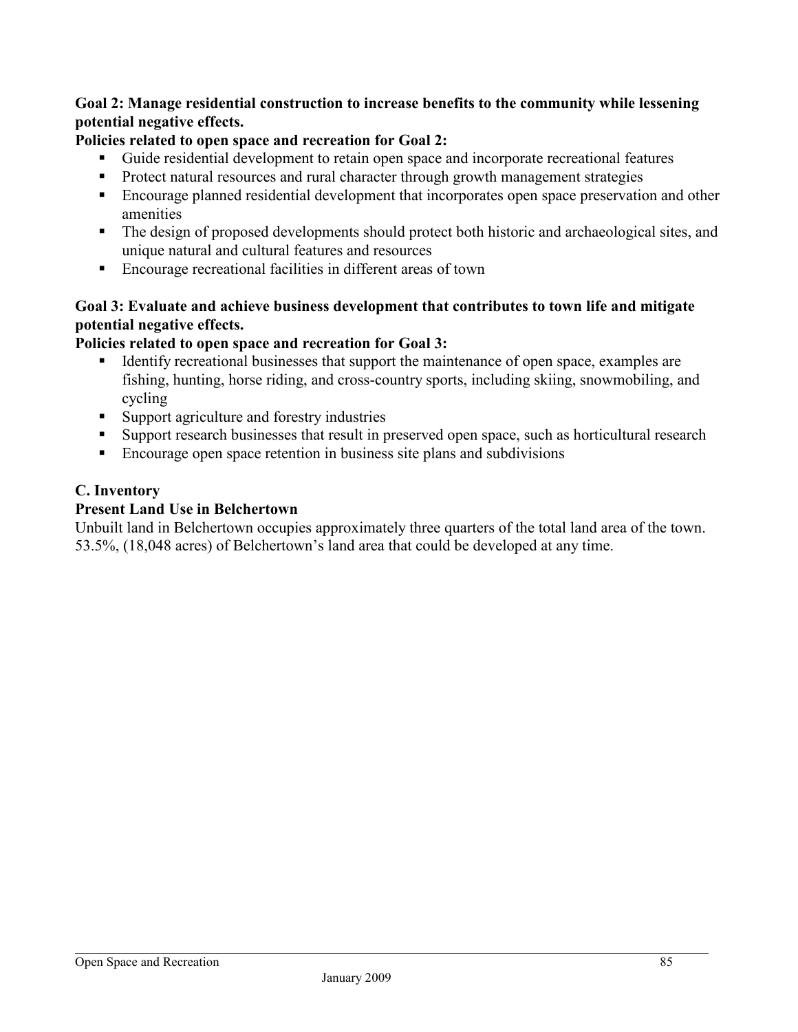**Goal 2: Manage residential construction to increase benefits to the community while lessening potential negative effects.**

**Policies related to open space and recreation for Goal 2:**

- Guide residential development to retain open space and incorporate recreational features
- Protect natural resources and rural character through growth management strategies
- Encourage planned residential development that incorporates open space preservation and other amenities
- The design of proposed developments should protect both historic and archaeological sites, and unique natural and cultural features and resources
- Encourage recreational facilities in different areas of town

**Goal 3: Evaluate and achieve business development that contributes to town life and mitigate potential negative effects.**

**Policies related to open space and recreation for Goal 3:**

- Identify recreational businesses that support the maintenance of open space, examples are fishing, hunting, horse riding, and cross-country sports, including skiing, snowmobiling, and cycling
- Support agriculture and forestry industries
- Support research businesses that result in preserved open space, such as horticultural research
- Encourage open space retention in business site plans and subdivisions

## C. Inventory

### Present Land Use in Belchertown

Unbuilt land in Belchertown occupies approximately three quarters of the total land area of the town. 53.5%, (18,048 acres) of Belchertown's land area that could be developed at any time.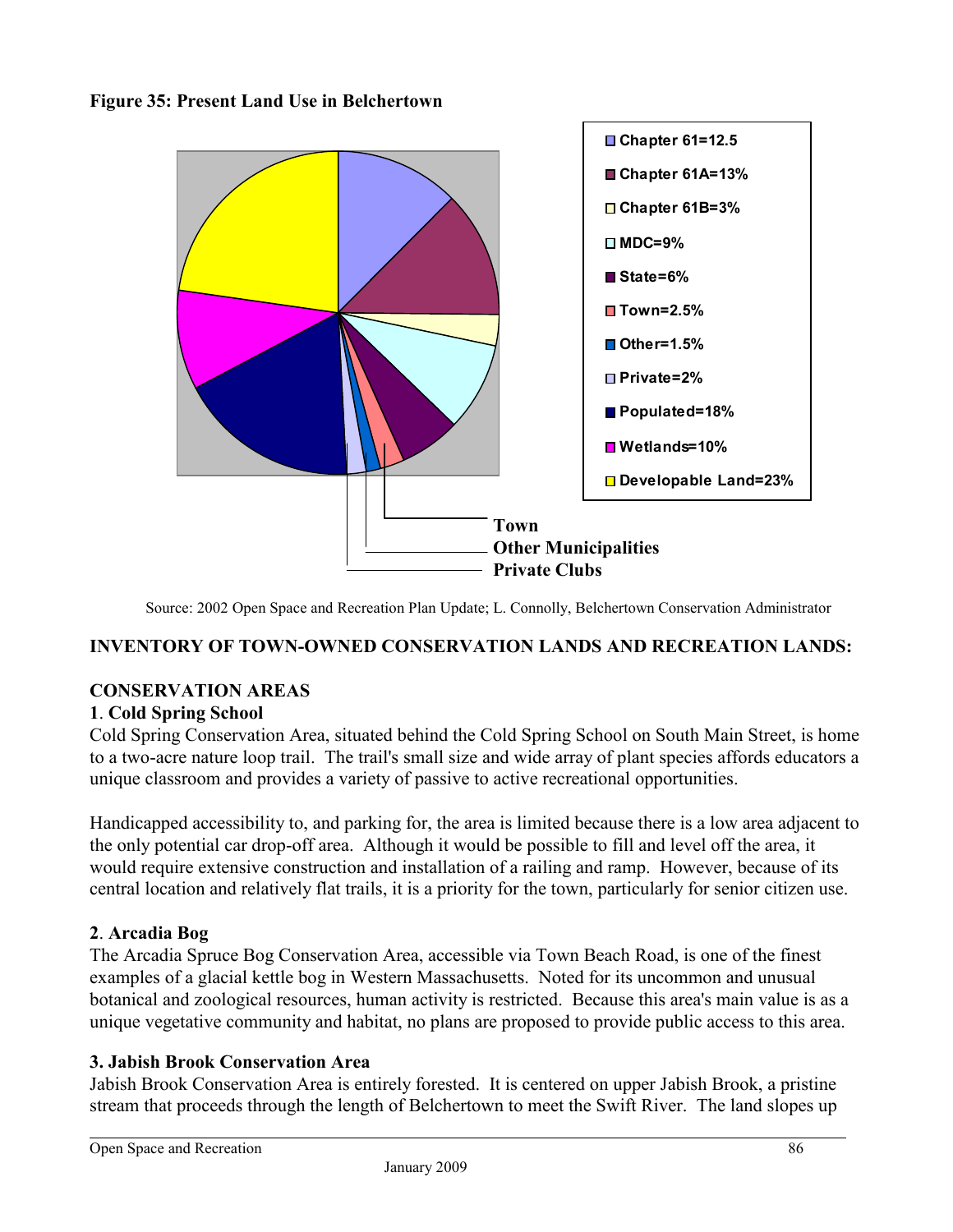**Figure 35: Present Land Use in Belchertown**

- Chapter 61=12.5
- Chapter 61A=13%
- Chapter 61B=3%
- MDC=9%
- State=6%
- Town=2.5%
- Other=1.5%
- Private=2%
- Populated=18%
- Wetlands=10%
- Developable Land=23%

Town
Other Municipalities
Private Clubs

Source: 2002 Open Space and Recreation Plan Update; L. Connolly, Belchertown Conservation Administrator

## INVENTORY OF TOWN-OWNED CONSERVATION LANDS AND RECREATION LANDS:

### CONSERVATION AREAS

**1**. **Cold Spring School**

Cold Spring Conservation Area, situated behind the Cold Spring School on South Main Street, is home to a two-acre nature loop trail. The trail's small size and wide array of plant species affords educators a unique classroom and provides a variety of passive to active recreational opportunities.

Handicapped accessibility to, and parking for, the area is limited because there is a low area adjacent to the only potential car drop-off area. Although it would be possible to fill and level off the area, it would require extensive construction and installation of a railing and ramp. However, because of its central location and relatively flat trails, it is a priority for the town, particularly for senior citizen use.

**2**. **Arcadia Bog**

The Arcadia Spruce Bog Conservation Area, accessible via Town Beach Road, is one of the finest examples of a glacial kettle bog in Western Massachusetts. Noted for its uncommon and unusual botanical and zoological resources, human activity is restricted. Because this area's main value is as a unique vegetative community and habitat, no plans are proposed to provide public access to this area.

**3. Jabish Brook Conservation Area**

Jabish Brook Conservation Area is entirely forested. It is centered on upper Jabish Brook, a pristine stream that proceeds through the length of Belchertown to meet the Swift River. The land slopes up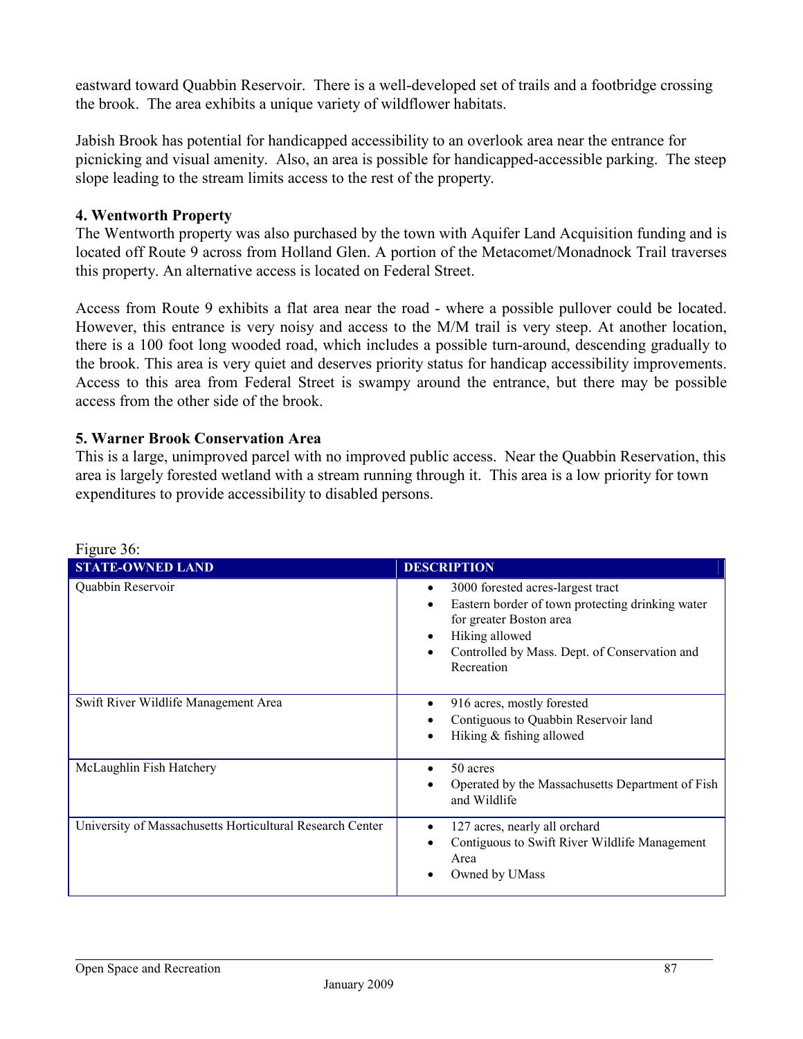eastward toward Quabbin Reservoir. There is a well-developed set of trails and a footbridge crossing the brook. The area exhibits a unique variety of wildflower habitats.

Jabish Brook has potential for handicapped accessibility to an overlook area near the entrance for picnicking and visual amenity. Also, an area is possible for handicapped-accessible parking. The steep slope leading to the stream limits access to the rest of the property.

**4. Wentworth Property**

The Wentworth property was also purchased by the town with Aquifer Land Acquisition funding and is located off Route 9 across from Holland Glen. A portion of the Metacomet/Monadnock Trail traverses this property. An alternative access is located on Federal Street.

Access from Route 9 exhibits a flat area near the road - where a possible pullover could be located. However, this entrance is very noisy and access to the M/M trail is very steep. At another location, there is a 100 foot long wooded road, which includes a possible turn-around, descending gradually to the brook. This area is very quiet and deserves priority status for handicap accessibility improvements. Access to this area from Federal Street is swampy around the entrance, but there may be possible access from the other side of the brook.

**5. Warner Brook Conservation Area**

This is a large, unimproved parcel with no improved public access. Near the Quabbin Reservation, this area is largely forested wetland with a stream running through it. This area is a low priority for town expenditures to provide accessibility to disabled persons.

Figure 36:

| STATE-OWNED LAND | DESCRIPTION |
|---|---|
| Quabbin Reservoir | • 3000 forested acres-largest tract<br>• Eastern border of town protecting drinking water for greater Boston area<br>• Hiking allowed<br>• Controlled by Mass. Dept. of Conservation and Recreation |
| Swift River Wildlife Management Area | • 916 acres, mostly forested<br>• Contiguous to Quabbin Reservoir land<br>• Hiking & fishing allowed |
| McLaughlin Fish Hatchery | • 50 acres<br>• Operated by the Massachusetts Department of Fish and Wildlife |
| University of Massachusetts Horticultural Research Center | • 127 acres, nearly all orchard<br>• Contiguous to Swift River Wildlife Management Area<br>• Owned by UMass |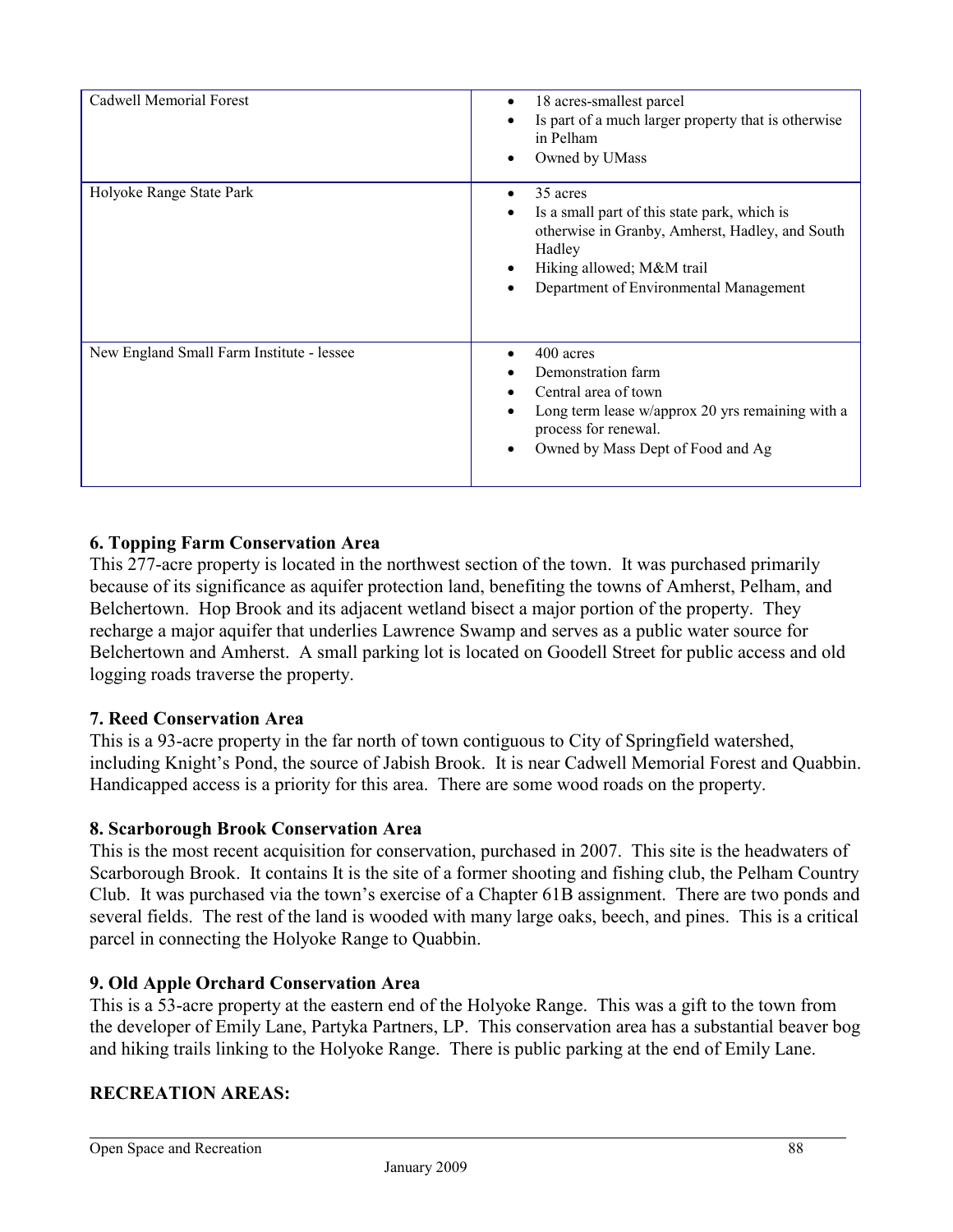| | |
|---|---|
| Cadwell Memorial Forest | • 18 acres-smallest parcel<br>• Is part of a much larger property that is otherwise in Pelham<br>• Owned by UMass |
| Holyoke Range State Park | • 35 acres<br>• Is a small part of this state park, which is otherwise in Granby, Amherst, Hadley, and South Hadley<br>• Hiking allowed; M&M trail<br>• Department of Environmental Management |
| New England Small Farm Institute - lessee | • 400 acres<br>• Demonstration farm<br>• Central area of town<br>• Long term lease w/approx 20 yrs remaining with a process for renewal.<br>• Owned by Mass Dept of Food and Ag |

**6. Topping Farm Conservation Area**

This 277-acre property is located in the northwest section of the town. It was purchased primarily because of its significance as aquifer protection land, benefiting the towns of Amherst, Pelham, and Belchertown. Hop Brook and its adjacent wetland bisect a major portion of the property. They recharge a major aquifer that underlies Lawrence Swamp and serves as a public water source for Belchertown and Amherst. A small parking lot is located on Goodell Street for public access and old logging roads traverse the property.

**7. Reed Conservation Area**

This is a 93-acre property in the far north of town contiguous to City of Springfield watershed, including Knight's Pond, the source of Jabish Brook. It is near Cadwell Memorial Forest and Quabbin. Handicapped access is a priority for this area. There are some wood roads on the property.

**8. Scarborough Brook Conservation Area**

This is the most recent acquisition for conservation, purchased in 2007. This site is the headwaters of Scarborough Brook. It contains It is the site of a former shooting and fishing club, the Pelham Country Club. It was purchased via the town's exercise of a Chapter 61B assignment. There are two ponds and several fields. The rest of the land is wooded with many large oaks, beech, and pines. This is a critical parcel in connecting the Holyoke Range to Quabbin.

**9. Old Apple Orchard Conservation Area**

This is a 53-acre property at the eastern end of the Holyoke Range. This was a gift to the town from the developer of Emily Lane, Partyka Partners, LP. This conservation area has a substantial beaver bog and hiking trails linking to the Holyoke Range. There is public parking at the end of Emily Lane.

**RECREATION AREAS:**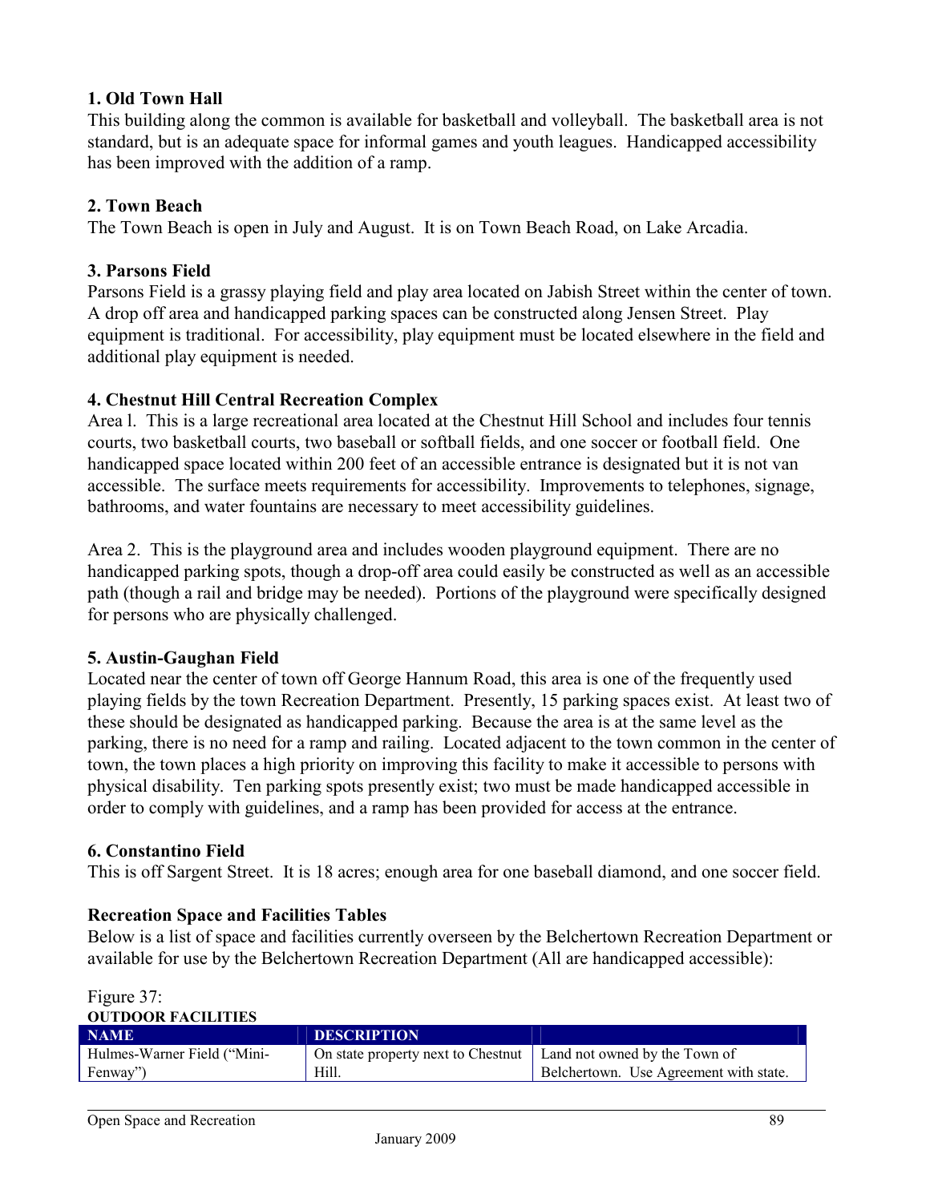### 1. Old Town Hall

This building along the common is available for basketball and volleyball. The basketball area is not standard, but is an adequate space for informal games and youth leagues. Handicapped accessibility has been improved with the addition of a ramp.

### 2. Town Beach

The Town Beach is open in July and August. It is on Town Beach Road, on Lake Arcadia.

### 3. Parsons Field

Parsons Field is a grassy playing field and play area located on Jabish Street within the center of town. A drop off area and handicapped parking spaces can be constructed along Jensen Street. Play equipment is traditional. For accessibility, play equipment must be located elsewhere in the field and additional play equipment is needed.

### 4. Chestnut Hill Central Recreation Complex

Area l. This is a large recreational area located at the Chestnut Hill School and includes four tennis courts, two basketball courts, two baseball or softball fields, and one soccer or football field. One handicapped space located within 200 feet of an accessible entrance is designated but it is not van accessible. The surface meets requirements for accessibility. Improvements to telephones, signage, bathrooms, and water fountains are necessary to meet accessibility guidelines.

Area 2. This is the playground area and includes wooden playground equipment. There are no handicapped parking spots, though a drop-off area could easily be constructed as well as an accessible path (though a rail and bridge may be needed). Portions of the playground were specifically designed for persons who are physically challenged.

### 5. Austin-Gaughan Field

Located near the center of town off George Hannum Road, this area is one of the frequently used playing fields by the town Recreation Department. Presently, 15 parking spaces exist. At least two of these should be designated as handicapped parking. Because the area is at the same level as the parking, there is no need for a ramp and railing. Located adjacent to the town common in the center of town, the town places a high priority on improving this facility to make it accessible to persons with physical disability. Ten parking spots presently exist; two must be made handicapped accessible in order to comply with guidelines, and a ramp has been provided for access at the entrance.

### 6. Constantino Field

This is off Sargent Street. It is 18 acres; enough area for one baseball diamond, and one soccer field.

### Recreation Space and Facilities Tables

Below is a list of space and facilities currently overseen by the Belchertown Recreation Department or available for use by the Belchertown Recreation Department (All are handicapped accessible):

Figure 37:
**OUTDOOR FACILITIES**

| NAME | DESCRIPTION | |
|---|---|---|
| Hulmes-Warner Field ("Mini-Fenway") | On state property next to Chestnut Hill. | Land not owned by the Town of Belchertown. Use Agreement with state. |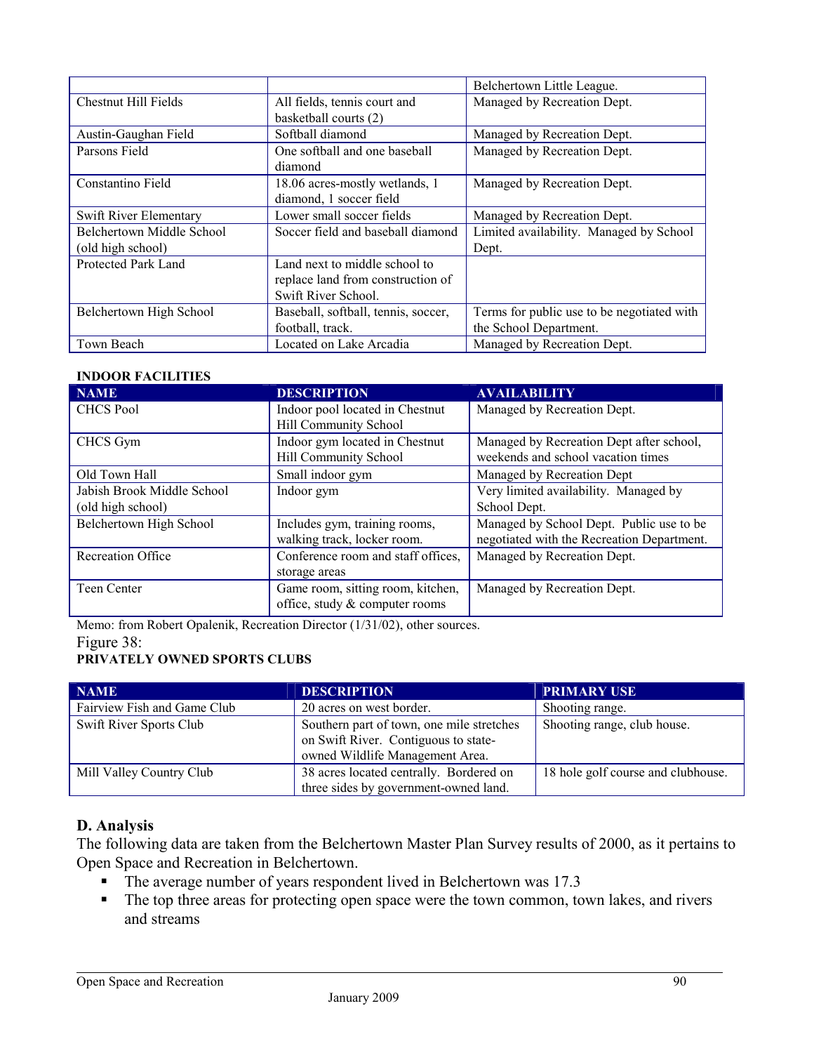| | | Belchertown Little League. |
|---|---|---|
| Chestnut Hill Fields | All fields, tennis court and basketball courts (2) | Managed by Recreation Dept. |
| Austin-Gaughan Field | Softball diamond | Managed by Recreation Dept. |
| Parsons Field | One softball and one baseball diamond | Managed by Recreation Dept. |
| Constantino Field | 18.06 acres-mostly wetlands, 1 diamond, 1 soccer field | Managed by Recreation Dept. |
| Swift River Elementary | Lower small soccer fields | Managed by Recreation Dept. |
| Belchertown Middle School (old high school) | Soccer field and baseball diamond | Limited availability. Managed by School Dept. |
| Protected Park Land | Land next to middle school to replace land from construction of Swift River School. | |
| Belchertown High School | Baseball, softball, tennis, soccer, football, track. | Terms for public use to be negotiated with the School Department. |
| Town Beach | Located on Lake Arcadia | Managed by Recreation Dept. |

**INDOOR FACILITIES**

| NAME | DESCRIPTION | AVAILABILITY |
|---|---|---|
| CHCS Pool | Indoor pool located in Chestnut Hill Community School | Managed by Recreation Dept. |
| CHCS Gym | Indoor gym located in Chestnut Hill Community School | Managed by Recreation Dept after school, weekends and school vacation times |
| Old Town Hall | Small indoor gym | Managed by Recreation Dept |
| Jabish Brook Middle School (old high school) | Indoor gym | Very limited availability. Managed by School Dept. |
| Belchertown High School | Includes gym, training rooms, walking track, locker room. | Managed by School Dept. Public use to be negotiated with the Recreation Department. |
| Recreation Office | Conference room and staff offices, storage areas | Managed by Recreation Dept. |
| Teen Center | Game room, sitting room, kitchen, office, study & computer rooms | Managed by Recreation Dept. |

Memo: from Robert Opalenik, Recreation Director (1/31/02), other sources.

Figure 38:

**PRIVATELY OWNED SPORTS CLUBS**

| NAME | DESCRIPTION | PRIMARY USE |
|---|---|---|
| Fairview Fish and Game Club | 20 acres on west border. | Shooting range. |
| Swift River Sports Club | Southern part of town, one mile stretches on Swift River. Contiguous to state-owned Wildlife Management Area. | Shooting range, club house. |
| Mill Valley Country Club | 38 acres located centrally. Bordered on three sides by government-owned land. | 18 hole golf course and clubhouse. |

## D. Analysis

The following data are taken from the Belchertown Master Plan Survey results of 2000, as it pertains to Open Space and Recreation in Belchertown.

- The average number of years respondent lived in Belchertown was 17.3
- The top three areas for protecting open space were the town common, town lakes, and rivers and streams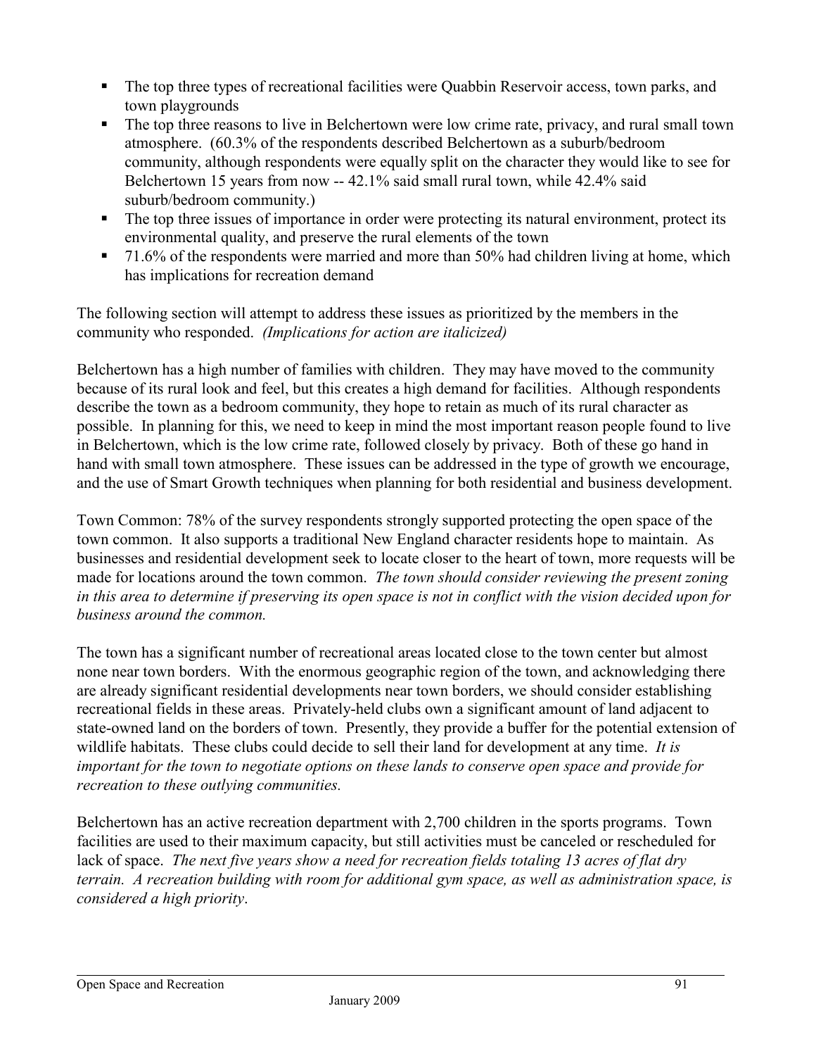- The top three types of recreational facilities were Quabbin Reservoir access, town parks, and town playgrounds
- The top three reasons to live in Belchertown were low crime rate, privacy, and rural small town atmosphere. (60.3% of the respondents described Belchertown as a suburb/bedroom community, although respondents were equally split on the character they would like to see for Belchertown 15 years from now -- 42.1% said small rural town, while 42.4% said suburb/bedroom community.)
- The top three issues of importance in order were protecting its natural environment, protect its environmental quality, and preserve the rural elements of the town
- 71.6% of the respondents were married and more than 50% had children living at home, which has implications for recreation demand

The following section will attempt to address these issues as prioritized by the members in the community who responded. *(Implications for action are italicized)*

Belchertown has a high number of families with children. They may have moved to the community because of its rural look and feel, but this creates a high demand for facilities. Although respondents describe the town as a bedroom community, they hope to retain as much of its rural character as possible. In planning for this, we need to keep in mind the most important reason people found to live in Belchertown, which is the low crime rate, followed closely by privacy. Both of these go hand in hand with small town atmosphere. These issues can be addressed in the type of growth we encourage, and the use of Smart Growth techniques when planning for both residential and business development.

Town Common: 78% of the survey respondents strongly supported protecting the open space of the town common. It also supports a traditional New England character residents hope to maintain. As businesses and residential development seek to locate closer to the heart of town, more requests will be made for locations around the town common. *The town should consider reviewing the present zoning in this area to determine if preserving its open space is not in conflict with the vision decided upon for business around the common.*

The town has a significant number of recreational areas located close to the town center but almost none near town borders. With the enormous geographic region of the town, and acknowledging there are already significant residential developments near town borders, we should consider establishing recreational fields in these areas. Privately-held clubs own a significant amount of land adjacent to state-owned land on the borders of town. Presently, they provide a buffer for the potential extension of wildlife habitats. These clubs could decide to sell their land for development at any time. *It is important for the town to negotiate options on these lands to conserve open space and provide for recreation to these outlying communities.*

Belchertown has an active recreation department with 2,700 children in the sports programs. Town facilities are used to their maximum capacity, but still activities must be canceled or rescheduled for lack of space. *The next five years show a need for recreation fields totaling 13 acres of flat dry terrain. A recreation building with room for additional gym space, as well as administration space, is considered a high priority*.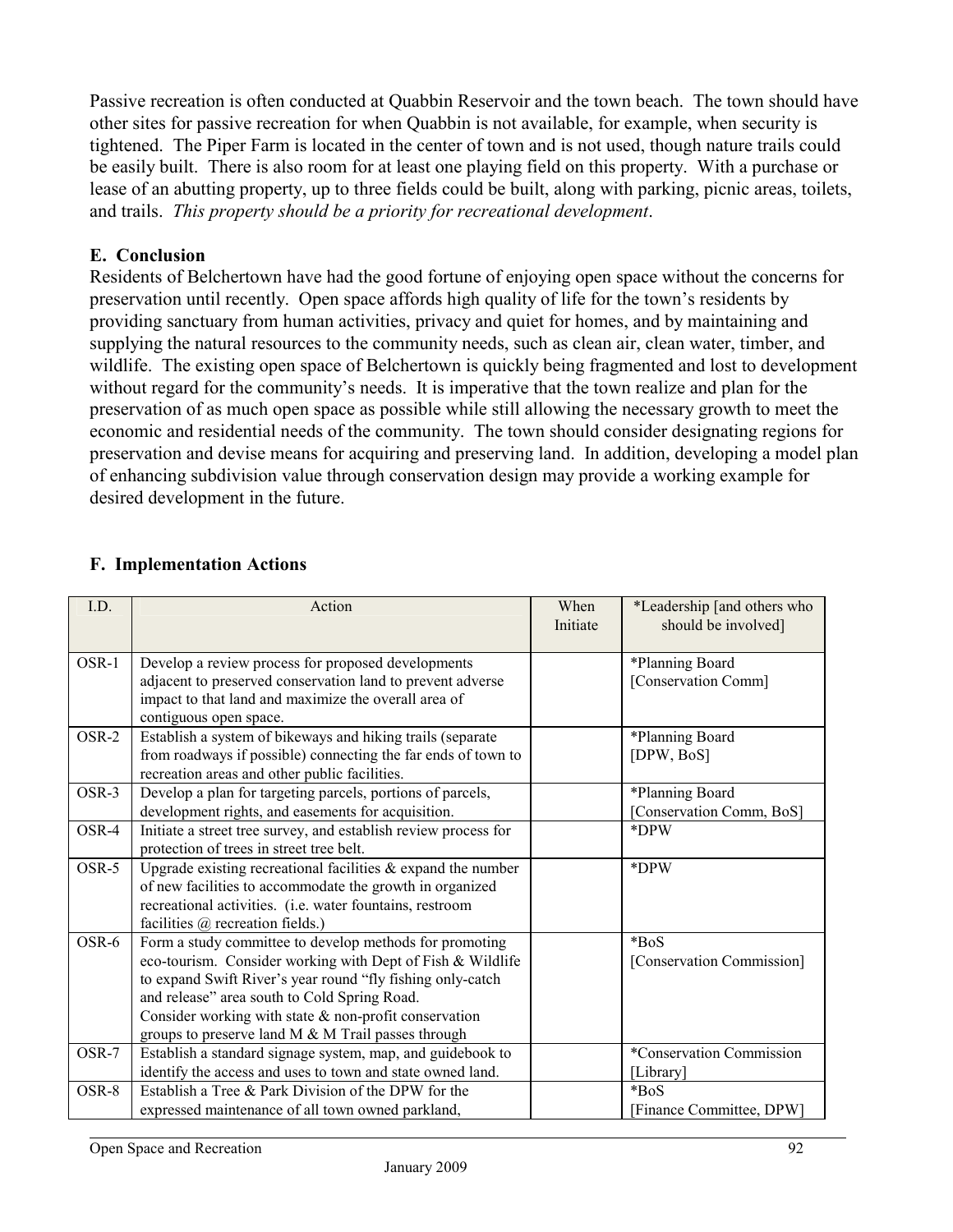Passive recreation is often conducted at Quabbin Reservoir and the town beach. The town should have other sites for passive recreation for when Quabbin is not available, for example, when security is tightened. The Piper Farm is located in the center of town and is not used, though nature trails could be easily built. There is also room for at least one playing field on this property. With a purchase or lease of an abutting property, up to three fields could be built, along with parking, picnic areas, toilets, and trails. *This property should be a priority for recreational development*.

### E. Conclusion

Residents of Belchertown have had the good fortune of enjoying open space without the concerns for preservation until recently. Open space affords high quality of life for the town's residents by providing sanctuary from human activities, privacy and quiet for homes, and by maintaining and supplying the natural resources to the community needs, such as clean air, clean water, timber, and wildlife. The existing open space of Belchertown is quickly being fragmented and lost to development without regard for the community's needs. It is imperative that the town realize and plan for the preservation of as much open space as possible while still allowing the necessary growth to meet the economic and residential needs of the community. The town should consider designating regions for preservation and devise means for acquiring and preserving land. In addition, developing a model plan of enhancing subdivision value through conservation design may provide a working example for desired development in the future.

### F. Implementation Actions

| I.D. | Action | When Initiate | *Leadership [and others who should be involved] |
|---|---|---|---|
| OSR-1 | Develop a review process for proposed developments adjacent to preserved conservation land to prevent adverse impact to that land and maximize the overall area of contiguous open space. | | *Planning Board [Conservation Comm] |
| OSR-2 | Establish a system of bikeways and hiking trails (separate from roadways if possible) connecting the far ends of town to recreation areas and other public facilities. | | *Planning Board [DPW, BoS] |
| OSR-3 | Develop a plan for targeting parcels, portions of parcels, development rights, and easements for acquisition. | | *Planning Board [Conservation Comm, BoS] |
| OSR-4 | Initiate a street tree survey, and establish review process for protection of trees in street tree belt. | | *DPW |
| OSR-5 | Upgrade existing recreational facilities & expand the number of new facilities to accommodate the growth in organized recreational activities. (i.e. water fountains, restroom facilities @ recreation fields.) | | *DPW |
| OSR-6 | Form a study committee to develop methods for promoting eco-tourism. Consider working with Dept of Fish & Wildlife to expand Swift River's year round "fly fishing only-catch and release" area south to Cold Spring Road. Consider working with state & non-profit conservation groups to preserve land M & M Trail passes through | | *BoS [Conservation Commission] |
| OSR-7 | Establish a standard signage system, map, and guidebook to identify the access and uses to town and state owned land. | | *Conservation Commission [Library] |
| OSR-8 | Establish a Tree & Park Division of the DPW for the expressed maintenance of all town owned parkland, | | *BoS [Finance Committee, DPW] |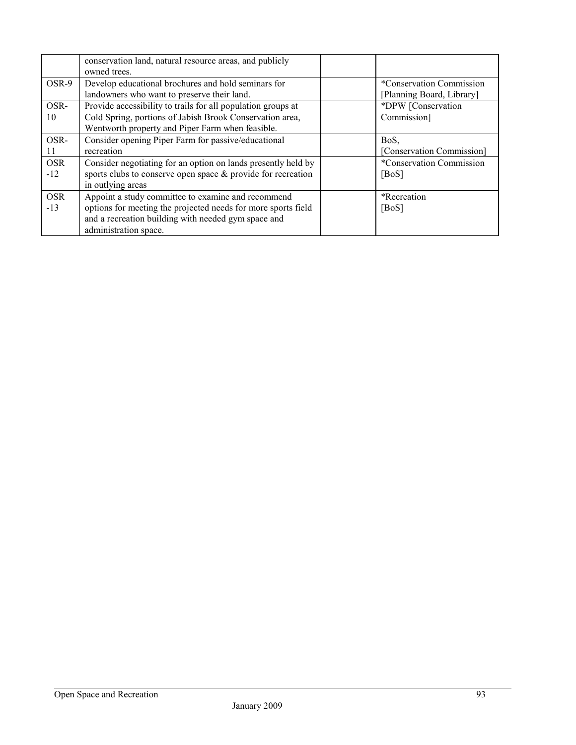| | | | |
|---|---|---|---|
| | conservation land, natural resource areas, and publicly owned trees. | | |
| OSR-9 | Develop educational brochures and hold seminars for landowners who want to preserve their land. | | *Conservation Commission [Planning Board, Library] |
| OSR-10 | Provide accessibility to trails for all population groups at Cold Spring, portions of Jabish Brook Conservation area, Wentworth property and Piper Farm when feasible. | | *DPW [Conservation Commission] |
| OSR-11 | Consider opening Piper Farm for passive/educational recreation | | BoS, [Conservation Commission] |
| OSR -12 | Consider negotiating for an option on lands presently held by sports clubs to conserve open space & provide for recreation in outlying areas | | *Conservation Commission [BoS] |
| OSR -13 | Appoint a study committee to examine and recommend options for meeting the projected needs for more sports field and a recreation building with needed gym space and administration space. | | *Recreation [BoS] |